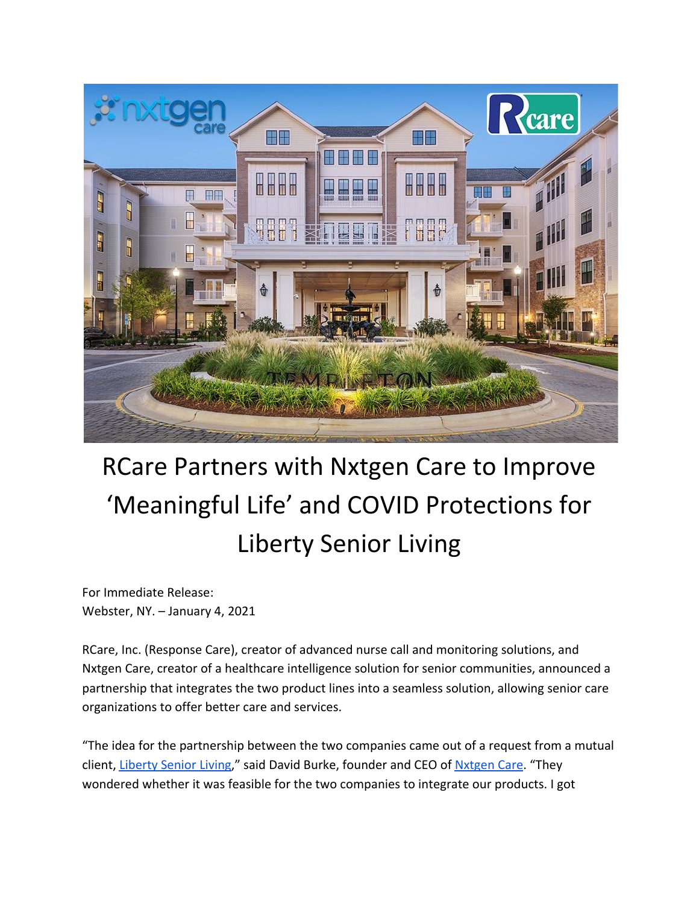# RCare Partners with Nxtgen Care to Improve ‘Meaningful Life’ and COVID Protections for Liberty Senior Living

For Immediate Release:
Webster, NY. – January 4, 2021

RCare, Inc. (Response Care), creator of advanced nurse call and monitoring solutions, and Nxtgen Care, creator of a healthcare intelligence solution for senior communities, announced a partnership that integrates the two product lines into a seamless solution, allowing senior care organizations to offer better care and services.

“The idea for the partnership between the two companies came out of a request from a mutual client, Liberty Senior Living,” said David Burke, founder and CEO of Nxtgen Care. “They wondered whether it was feasible for the two companies to integrate our products. I got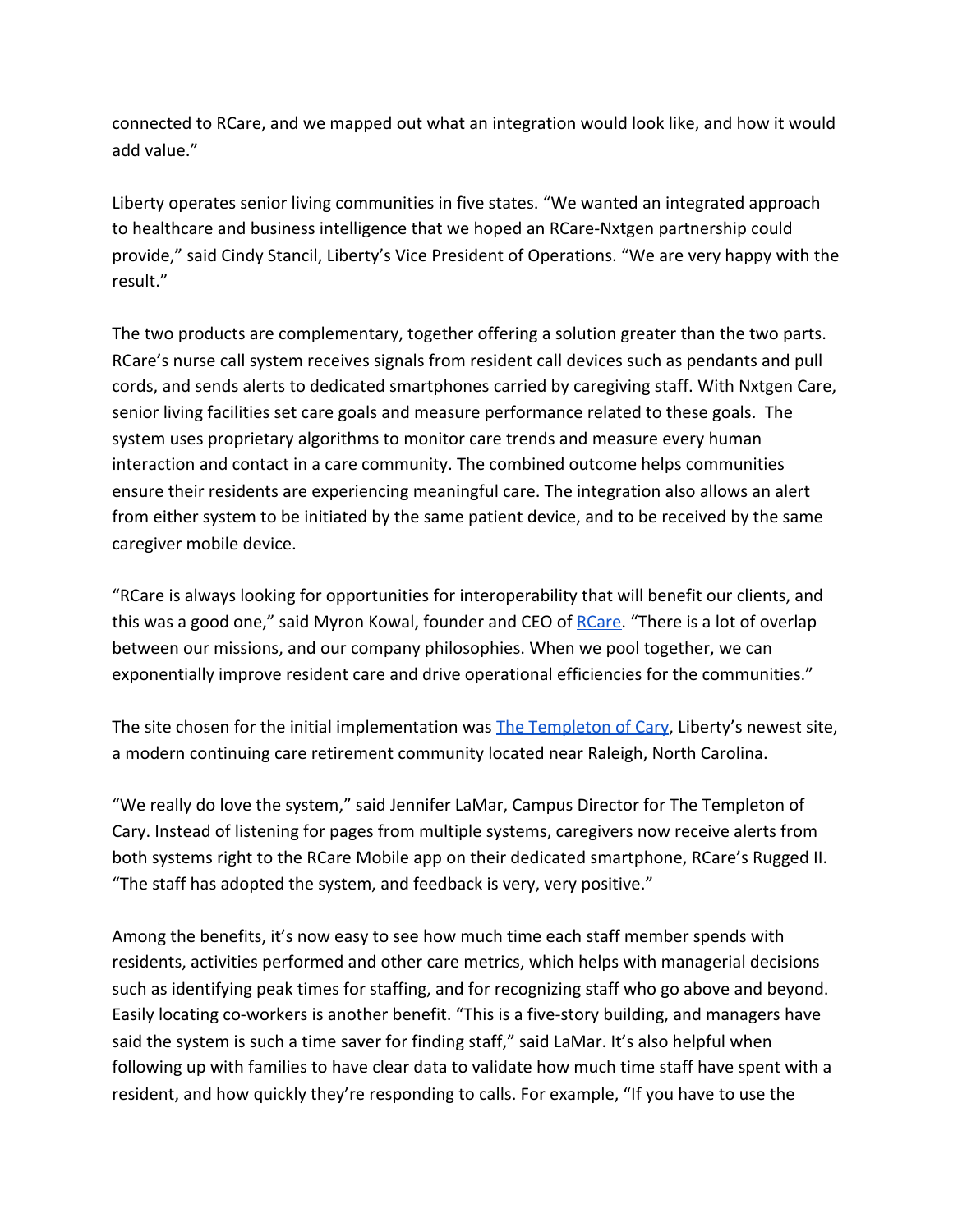connected to RCare, and we mapped out what an integration would look like, and how it would add value."

Liberty operates senior living communities in five states. "We wanted an integrated approach to healthcare and business intelligence that we hoped an RCare-Nxtgen partnership could provide," said Cindy Stancil, Liberty's Vice President of Operations. "We are very happy with the result."

The two products are complementary, together offering a solution greater than the two parts. RCare's nurse call system receives signals from resident call devices such as pendants and pull cords, and sends alerts to dedicated smartphones carried by caregiving staff. With Nxtgen Care, senior living facilities set care goals and measure performance related to these goals. The system uses proprietary algorithms to monitor care trends and measure every human interaction and contact in a care community. The combined outcome helps communities ensure their residents are experiencing meaningful care. The integration also allows an alert from either system to be initiated by the same patient device, and to be received by the same caregiver mobile device.

"RCare is always looking for opportunities for interoperability that will benefit our clients, and this was a good one," said Myron Kowal, founder and CEO of [RCare](). "There is a lot of overlap between our missions, and our company philosophies. When we pool together, we can exponentially improve resident care and drive operational efficiencies for the communities."

The site chosen for the initial implementation was [The Templeton of Cary](), Liberty's newest site, a modern continuing care retirement community located near Raleigh, North Carolina.

"We really do love the system," said Jennifer LaMar, Campus Director for The Templeton of Cary. Instead of listening for pages from multiple systems, caregivers now receive alerts from both systems right to the RCare Mobile app on their dedicated smartphone, RCare's Rugged II. "The staff has adopted the system, and feedback is very, very positive."

Among the benefits, it's now easy to see how much time each staff member spends with residents, activities performed and other care metrics, which helps with managerial decisions such as identifying peak times for staffing, and for recognizing staff who go above and beyond. Easily locating co-workers is another benefit. "This is a five-story building, and managers have said the system is such a time saver for finding staff," said LaMar. It's also helpful when following up with families to have clear data to validate how much time staff have spent with a resident, and how quickly they're responding to calls. For example, "If you have to use the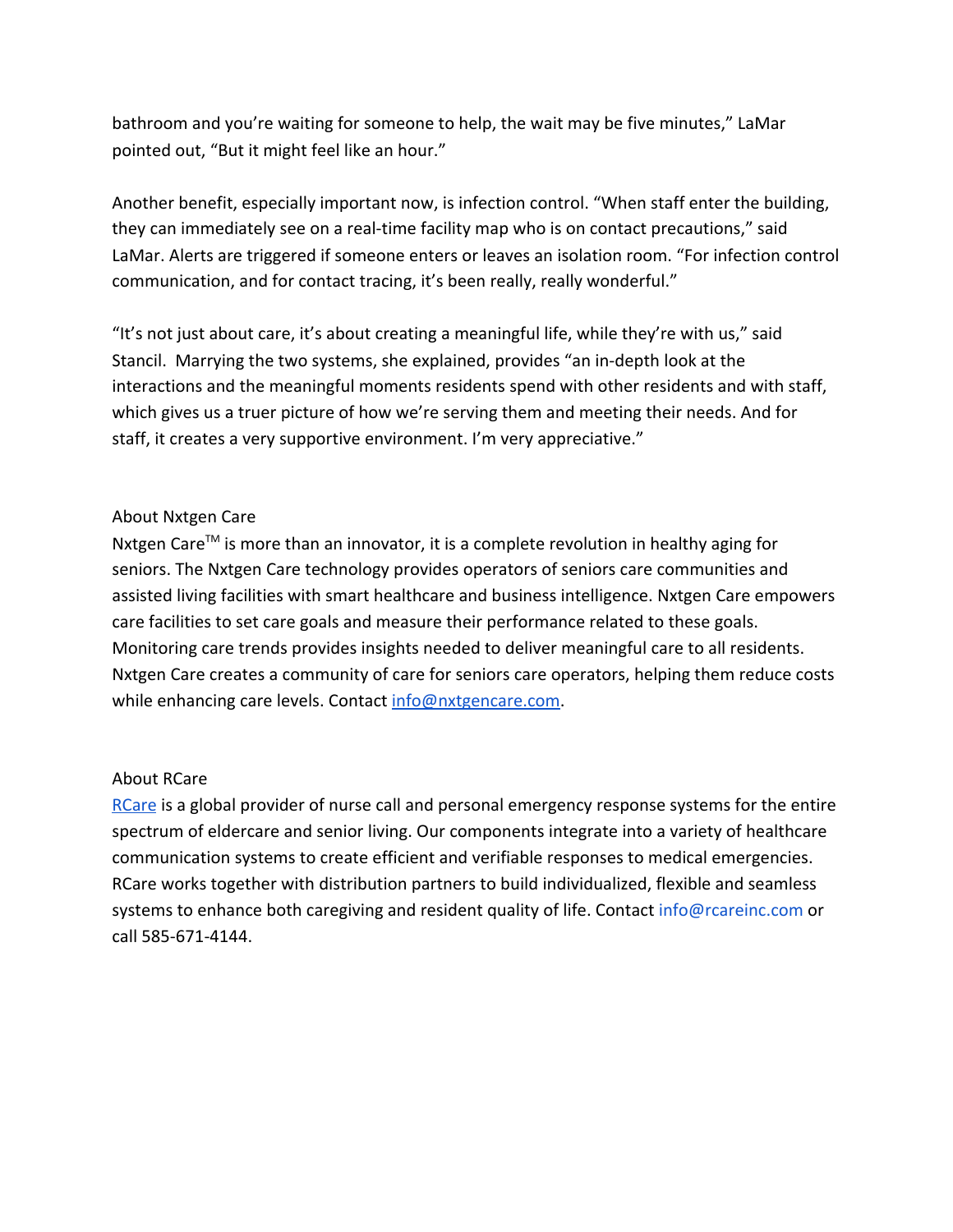bathroom and you're waiting for someone to help, the wait may be five minutes," LaMar pointed out, "But it might feel like an hour."

Another benefit, especially important now, is infection control. "When staff enter the building, they can immediately see on a real-time facility map who is on contact precautions," said LaMar. Alerts are triggered if someone enters or leaves an isolation room. "For infection control communication, and for contact tracing, it's been really, really wonderful."

"It's not just about care, it's about creating a meaningful life, while they're with us," said Stancil. Marrying the two systems, she explained, provides "an in-depth look at the interactions and the meaningful moments residents spend with other residents and with staff, which gives us a truer picture of how we're serving them and meeting their needs. And for staff, it creates a very supportive environment. I'm very appreciative."

About Nxtgen Care

Nxtgen Care™ is more than an innovator, it is a complete revolution in healthy aging for seniors. The Nxtgen Care technology provides operators of seniors care communities and assisted living facilities with smart healthcare and business intelligence. Nxtgen Care empowers care facilities to set care goals and measure their performance related to these goals. Monitoring care trends provides insights needed to deliver meaningful care to all residents. Nxtgen Care creates a community of care for seniors care operators, helping them reduce costs while enhancing care levels. Contact info@nxtgencare.com.

About RCare

RCare is a global provider of nurse call and personal emergency response systems for the entire spectrum of eldercare and senior living. Our components integrate into a variety of healthcare communication systems to create efficient and verifiable responses to medical emergencies. RCare works together with distribution partners to build individualized, flexible and seamless systems to enhance both caregiving and resident quality of life. Contact info@rcareinc.com or call 585-671-4144.